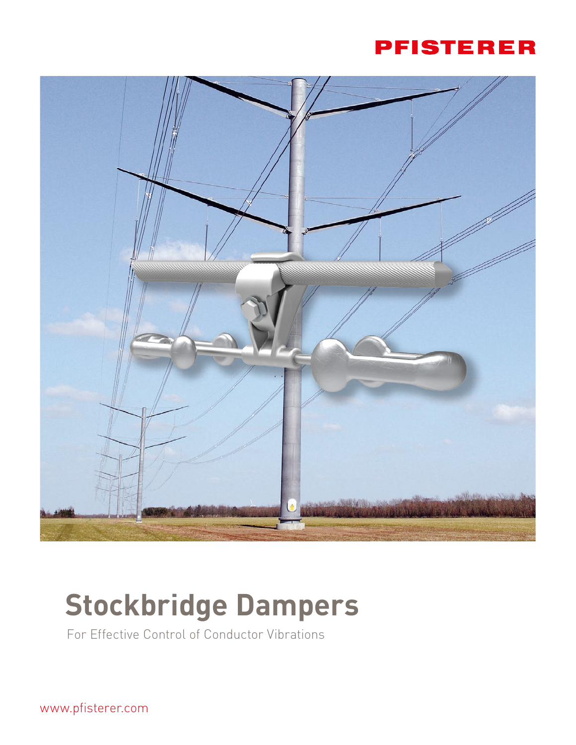PFISTERER

# Stockbridge Dampers

For Effective Control of Conductor Vibrations

www.pfisterer.com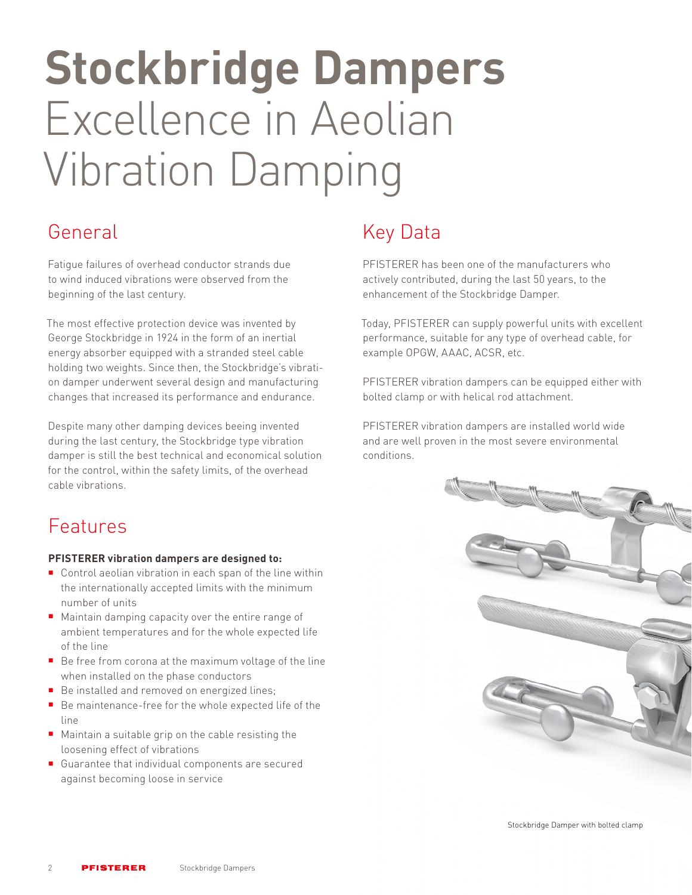# Stockbridge Dampers
Excellence in Aeolian Vibration Damping

## General

Fatigue failures of overhead conductor strands due to wind induced vibrations were observed from the beginning of the last century.

The most effective protection device was invented by George Stockbridge in 1924 in the form of an inertial energy absorber equipped with a stranded steel cable holding two weights. Since then, the Stockbridge's vibration damper underwent several design and manufacturing changes that increased its performance and endurance.

Despite many other damping devices beeing invented during the last century, the Stockbridge type vibration damper is still the best technical and economical solution for the control, within the safety limits, of the overhead cable vibrations.

## Features

**PFISTERER vibration dampers are designed to:**

- Control aeolian vibration in each span of the line within the internationally accepted limits with the minimum number of units
- Maintain damping capacity over the entire range of ambient temperatures and for the whole expected life of the line
- Be free from corona at the maximum voltage of the line when installed on the phase conductors
- Be installed and removed on energized lines;
- Be maintenance-free for the whole expected life of the line
- Maintain a suitable grip on the cable resisting the loosening effect of vibrations
- Guarantee that individual components are secured against becoming loose in service

## Key Data

PFISTERER has been one of the manufacturers who actively contributed, during the last 50 years, to the enhancement of the Stockbridge Damper.

Today, PFISTERER can supply powerful units with excellent performance, suitable for any type of overhead cable, for example OPGW, AAAC, ACSR, etc.

PFISTERER vibration dampers can be equipped either with bolted clamp or with helical rod attachment.

PFISTERER vibration dampers are installed world wide and are well proven in the most severe environmental conditions.

Stockbridge Damper with bolted clamp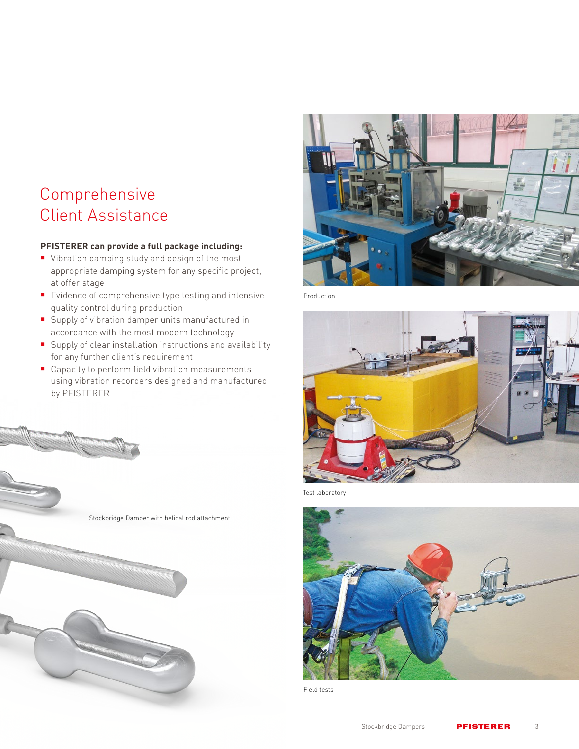# Comprehensive Client Assistance

**PFISTERER can provide a full package including:**

- Vibration damping study and design of the most appropriate damping system for any specific project, at offer stage
- Evidence of comprehensive type testing and intensive quality control during production
- Supply of vibration damper units manufactured in accordance with the most modern technology
- Supply of clear installation instructions and availability for any further client's requirement
- Capacity to perform field vibration measurements using vibration recorders designed and manufactured by PFISTERER

Stockbridge Damper with helical rod attachment

Production

Test laboratory

Field tests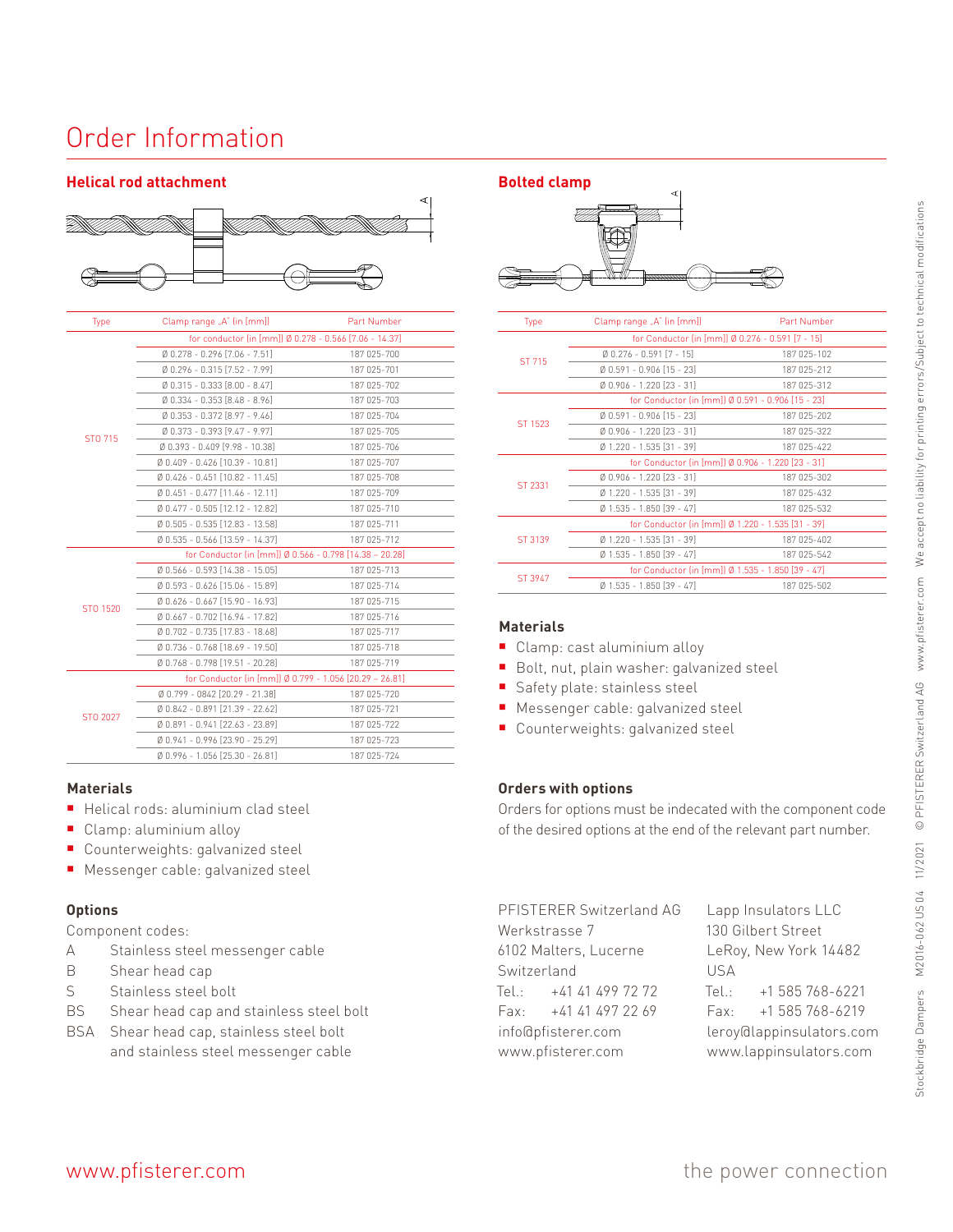# Order Information

## Helical rod attachment

| Type | Clamp range „A" in [mm] | Part Number |
|---|---|---|
| STO 715 | for conductor [in [mm]] Ø 0.278 - 0.566 [7.06 - 14.37] | |
| | Ø 0.278 - 0.296 [7.06 - 7.51] | 187 025-700 |
| | Ø 0.296 - 0.315 [7.52 - 7.99] | 187 025-701 |
| | Ø 0.315 - 0.333 [8.00 - 8.47] | 187 025-702 |
| | Ø 0.334 - 0.353 [8.48 - 8.96] | 187 025-703 |
| | Ø 0.353 - 0.372 [8.97 - 9.46] | 187 025-704 |
| | Ø 0.373 - 0.393 [9.47 - 9.97] | 187 025-705 |
| | Ø 0.393 - 0.409 [9.98 - 10.38] | 187 025-706 |
| | Ø 0.409 - 0.426 [10.39 - 10.81] | 187 025-707 |
| | Ø 0.426 - 0.451 [10.82 - 11.45] | 187 025-708 |
| | Ø 0.451 - 0.477 [11.46 - 12.11] | 187 025-709 |
| | Ø 0.477 - 0.505 [12.12 - 12.82] | 187 025-710 |
| | Ø 0.505 - 0.535 [12.83 - 13.58] | 187 025-711 |
| | Ø 0.535 - 0.566 [13.59 - 14.37] | 187 025-712 |
| STO 1520 | for Conductor [in [mm]] Ø 0.566 - 0.798 [14.38 – 20.28] | |
| | Ø 0.566 - 0.593 [14.38 - 15.05] | 187 025-713 |
| | Ø 0.593 - 0.626 [15.06 - 15.89] | 187 025-714 |
| | Ø 0.626 - 0.667 [15.90 - 16.93] | 187 025-715 |
| | Ø 0.667 - 0.702 [16.94 - 17.82] | 187 025-716 |
| | Ø 0.702 - 0.735 [17.83 - 18.68] | 187 025-717 |
| | Ø 0.736 - 0.768 [18.69 - 19.50] | 187 025-718 |
| | Ø 0.768 - 0.798 [19.51 - 20.28] | 187 025-719 |
| STO 2027 | for Conductor [in [mm]] Ø 0.799 - 1.056 [20.29 – 26.81] | |
| | Ø 0.799 - 0842 [20.29 - 21.38] | 187 025-720 |
| | Ø 0.842 - 0.891 [21.39 - 22.62] | 187 025-721 |
| | Ø 0.891 - 0.941 [22.63 - 23.89] | 187 025-722 |
| | Ø 0.941 - 0.996 [23.90 - 25.29] | 187 025-723 |
| | Ø 0.996 - 1.056 [25.30 - 26.81] | 187 025-724 |

### Materials

- Helical rods: aluminium clad steel
- Clamp: aluminium alloy
- Counterweights: galvanized steel
- Messenger cable: galvanized steel

### Options

Component codes:

| | |
|---|---|
| A | Stainless steel messenger cable |
| B | Shear head cap |
| S | Stainless steel bolt |
| BS | Shear head cap and stainless steel bolt |
| BSA | Shear head cap, stainless steel bolt and stainless steel messenger cable |

## Bolted clamp

| Type | Clamp range „A" in [mm] | Part Number |
|---|---|---|
| ST 715 | for Conductor [in [mm]] Ø 0.276 - 0.591 [7 - 15] | |
| | Ø 0.276 - 0.591 [7 - 15] | 187 025-102 |
| | Ø 0.591 - 0.906 [15 - 23] | 187 025-212 |
| | Ø 0.906 - 1.220 [23 - 31] | 187 025-312 |
| ST 1523 | for Conductor [in [mm]] Ø 0.591 - 0.906 [15 - 23] | |
| | Ø 0.591 - 0.906 [15 - 23] | 187 025-202 |
| | Ø 0.906 - 1.220 [23 - 31] | 187 025-322 |
| | Ø 1.220 - 1.535 [31 - 39] | 187 025-422 |
| ST 2331 | for Conductor [in [mm]] Ø 0.906 - 1.220 [23 - 31] | |
| | Ø 0.906 - 1.220 [23 - 31] | 187 025-302 |
| | Ø 1.220 - 1.535 [31 - 39] | 187 025-432 |
| | Ø 1.535 - 1.850 [39 - 47] | 187 025-532 |
| ST 3139 | for Conductor [in [mm]] Ø 1.220 - 1.535 [31 - 39] | |
| | Ø 1.220 - 1.535 [31 - 39] | 187 025-402 |
| | Ø 1.535 - 1.850 [39 - 47] | 187 025-542 |
| ST 3947 | for Conductor [in [mm]] Ø 1.535 - 1.850 [39 - 47] | |
| | Ø 1.535 - 1.850 [39 - 47] | 187 025-502 |

### Materials

- Clamp: cast aluminium alloy
- Bolt, nut, plain washer: galvanized steel
- Safety plate: stainless steel
- Messenger cable: galvanized steel
- Counterweights: galvanized steel

### Orders with options

Orders for options must be indecated with the component code of the desired options at the end of the relevant part number.

PFISTERER Switzerland AG
Werkstrasse 7
6102 Malters, Lucerne
Switzerland
Tel.: +41 41 499 72 72
Fax: +41 41 497 22 69
info@pfisterer.com
www.pfisterer.com

Lapp Insulators LLC
130 Gilbert Street
LeRoy, New York 14482
USA
Tel.: +1 585 768-6221
Fax: +1 585 768-6219
leroy@lappinsulators.com
www.lappinsulators.com

Stockbridge Dampers M2016-062 US 04 11/2021 © PFISTERER Switzerland AG www.pfisterer.com We accept no liability for printing errors/Subject to technical modifications

www.pfisterer.com the power connection